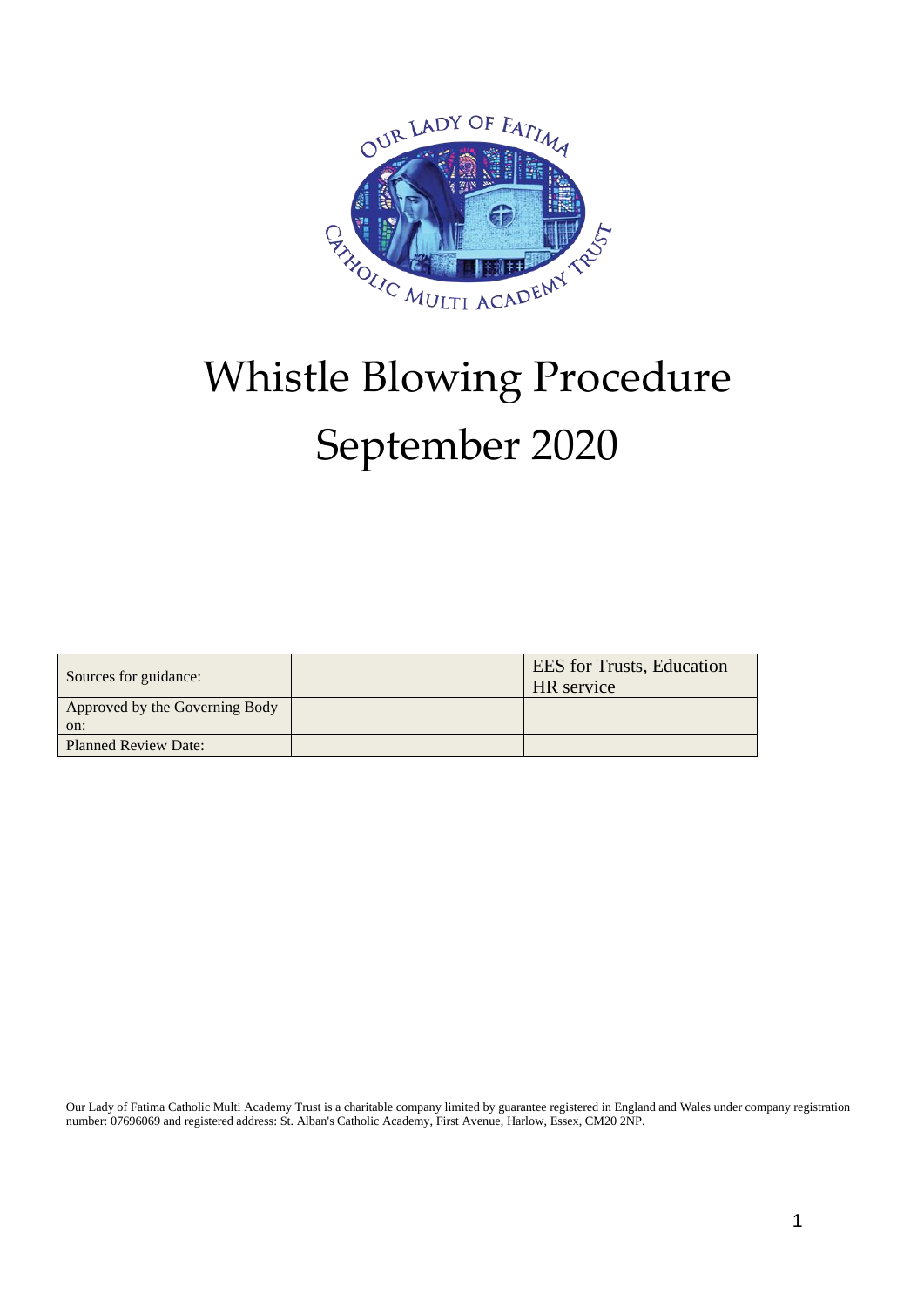# Whistle Blowing Procedure

# September 2020

| Sources for guidance: | | EES for Trusts, Education HR service |
|---|---|---|
| Approved by the Governing Body on: | | |
| Planned Review Date: | | |

Our Lady of Fatima Catholic Multi Academy Trust is a charitable company limited by guarantee registered in England and Wales under company registration number: 07696069 and registered address: St. Alban's Catholic Academy, First Avenue, Harlow, Essex, CM20 2NP.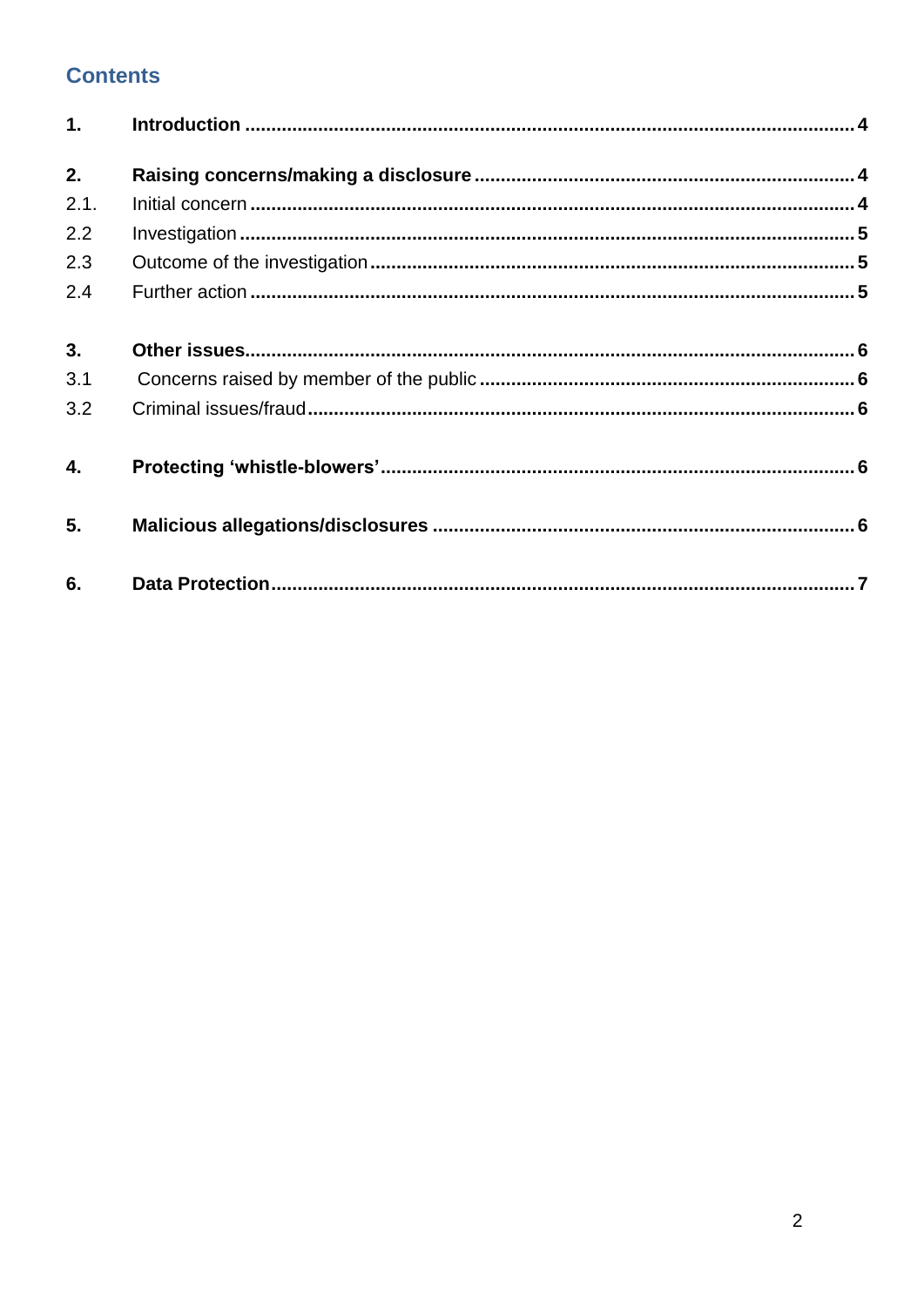## Contents

| | | |
|---|---|---|
| **1.** | **Introduction** | **4** |
| **2.** | **Raising concerns/making a disclosure** | **4** |
| 2.1. | Initial concern | **4** |
| 2.2 | Investigation | **5** |
| 2.3 | Outcome of the investigation | **5** |
| 2.4 | Further action | **5** |
| **3.** | **Other issues** | **6** |
| 3.1 | Concerns raised by member of the public | **6** |
| 3.2 | Criminal issues/fraud | **6** |
| **4.** | **Protecting ‘whistle-blowers’** | **6** |
| **5.** | **Malicious allegations/disclosures** | **6** |
| **6.** | **Data Protection** | **7** |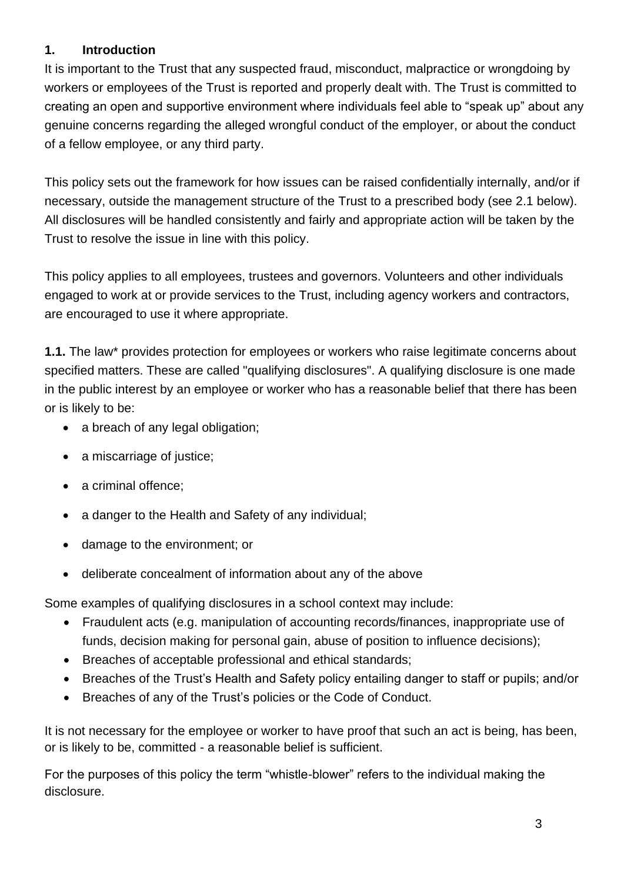## 1. Introduction

It is important to the Trust that any suspected fraud, misconduct, malpractice or wrongdoing by workers or employees of the Trust is reported and properly dealt with. The Trust is committed to creating an open and supportive environment where individuals feel able to "speak up" about any genuine concerns regarding the alleged wrongful conduct of the employer, or about the conduct of a fellow employee, or any third party.

This policy sets out the framework for how issues can be raised confidentially internally, and/or if necessary, outside the management structure of the Trust to a prescribed body (see 2.1 below). All disclosures will be handled consistently and fairly and appropriate action will be taken by the Trust to resolve the issue in line with this policy.

This policy applies to all employees, trustees and governors. Volunteers and other individuals engaged to work at or provide services to the Trust, including agency workers and contractors, are encouraged to use it where appropriate.

**1.1.** The law* provides protection for employees or workers who raise legitimate concerns about specified matters. These are called "qualifying disclosures". A qualifying disclosure is one made in the public interest by an employee or worker who has a reasonable belief that there has been or is likely to be:

- a breach of any legal obligation;
- a miscarriage of justice;
- a criminal offence;
- a danger to the Health and Safety of any individual;
- damage to the environment; or
- deliberate concealment of information about any of the above

Some examples of qualifying disclosures in a school context may include:

- Fraudulent acts (e.g. manipulation of accounting records/finances, inappropriate use of funds, decision making for personal gain, abuse of position to influence decisions);
- Breaches of acceptable professional and ethical standards;
- Breaches of the Trust's Health and Safety policy entailing danger to staff or pupils; and/or
- Breaches of any of the Trust's policies or the Code of Conduct.

It is not necessary for the employee or worker to have proof that such an act is being, has been, or is likely to be, committed - a reasonable belief is sufficient.

For the purposes of this policy the term "whistle-blower" refers to the individual making the disclosure.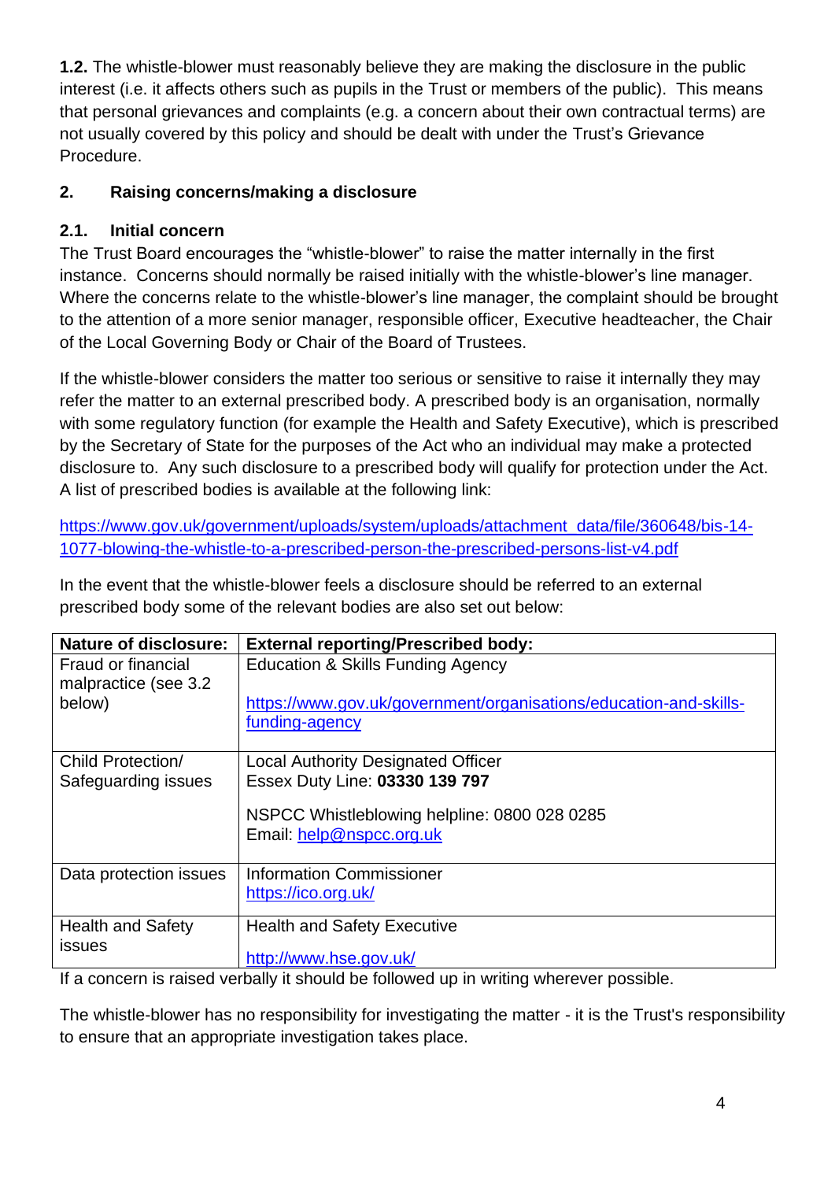**1.2.** The whistle-blower must reasonably believe they are making the disclosure in the public interest (i.e. it affects others such as pupils in the Trust or members of the public). This means that personal grievances and complaints (e.g. a concern about their own contractual terms) are not usually covered by this policy and should be dealt with under the Trust's Grievance Procedure.

## 2. Raising concerns/making a disclosure

### 2.1. Initial concern

The Trust Board encourages the "whistle-blower" to raise the matter internally in the first instance. Concerns should normally be raised initially with the whistle-blower's line manager. Where the concerns relate to the whistle-blower's line manager, the complaint should be brought to the attention of a more senior manager, responsible officer, Executive headteacher, the Chair of the Local Governing Body or Chair of the Board of Trustees.

If the whistle-blower considers the matter too serious or sensitive to raise it internally they may refer the matter to an external prescribed body. A prescribed body is an organisation, normally with some regulatory function (for example the Health and Safety Executive), which is prescribed by the Secretary of State for the purposes of the Act who an individual may make a protected disclosure to. Any such disclosure to a prescribed body will qualify for protection under the Act. A list of prescribed bodies is available at the following link:

https://www.gov.uk/government/uploads/system/uploads/attachment_data/file/360648/bis-14-1077-blowing-the-whistle-to-a-prescribed-person-the-prescribed-persons-list-v4.pdf

In the event that the whistle-blower feels a disclosure should be referred to an external prescribed body some of the relevant bodies are also set out below:

| Nature of disclosure: | External reporting/Prescribed body: |
|---|---|
| Fraud or financial malpractice (see 3.2 below) | Education & Skills Funding Agency<br><br>https://www.gov.uk/government/organisations/education-and-skills-funding-agency |
| Child Protection/ Safeguarding issues | Local Authority Designated Officer<br>Essex Duty Line: **03330 139 797**<br><br>NSPCC Whistleblowing helpline: 0800 028 0285<br>Email: help@nspcc.org.uk |
| Data protection issues | Information Commissioner<br>https://ico.org.uk/ |
| Health and Safety issues | Health and Safety Executive<br><br>http://www.hse.gov.uk/ |

If a concern is raised verbally it should be followed up in writing wherever possible.

The whistle-blower has no responsibility for investigating the matter - it is the Trust's responsibility to ensure that an appropriate investigation takes place.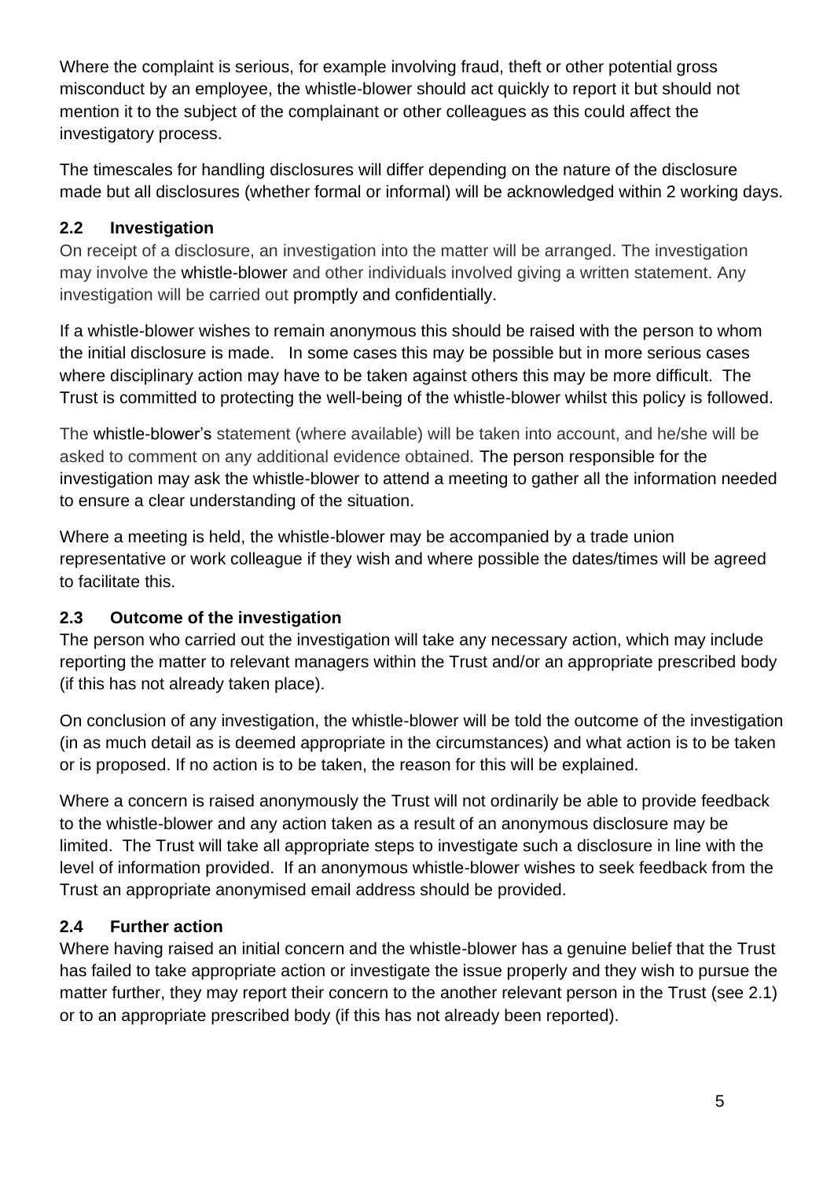Where the complaint is serious, for example involving fraud, theft or other potential gross misconduct by an employee, the whistle-blower should act quickly to report it but should not mention it to the subject of the complainant or other colleagues as this could affect the investigatory process.

The timescales for handling disclosures will differ depending on the nature of the disclosure made but all disclosures (whether formal or informal) will be acknowledged within 2 working days.

### 2.2 Investigation

On receipt of a disclosure, an investigation into the matter will be arranged. The investigation may involve the whistle-blower and other individuals involved giving a written statement. Any investigation will be carried out promptly and confidentially.

If a whistle-blower wishes to remain anonymous this should be raised with the person to whom the initial disclosure is made. In some cases this may be possible but in more serious cases where disciplinary action may have to be taken against others this may be more difficult. The Trust is committed to protecting the well-being of the whistle-blower whilst this policy is followed.

The whistle-blower's statement (where available) will be taken into account, and he/she will be asked to comment on any additional evidence obtained. The person responsible for the investigation may ask the whistle-blower to attend a meeting to gather all the information needed to ensure a clear understanding of the situation.

Where a meeting is held, the whistle-blower may be accompanied by a trade union representative or work colleague if they wish and where possible the dates/times will be agreed to facilitate this.

### 2.3 Outcome of the investigation

The person who carried out the investigation will take any necessary action, which may include reporting the matter to relevant managers within the Trust and/or an appropriate prescribed body (if this has not already taken place).

On conclusion of any investigation, the whistle-blower will be told the outcome of the investigation (in as much detail as is deemed appropriate in the circumstances) and what action is to be taken or is proposed. If no action is to be taken, the reason for this will be explained.

Where a concern is raised anonymously the Trust will not ordinarily be able to provide feedback to the whistle-blower and any action taken as a result of an anonymous disclosure may be limited. The Trust will take all appropriate steps to investigate such a disclosure in line with the level of information provided. If an anonymous whistle-blower wishes to seek feedback from the Trust an appropriate anonymised email address should be provided.

### 2.4 Further action

Where having raised an initial concern and the whistle-blower has a genuine belief that the Trust has failed to take appropriate action or investigate the issue properly and they wish to pursue the matter further, they may report their concern to the another relevant person in the Trust (see 2.1) or to an appropriate prescribed body (if this has not already been reported).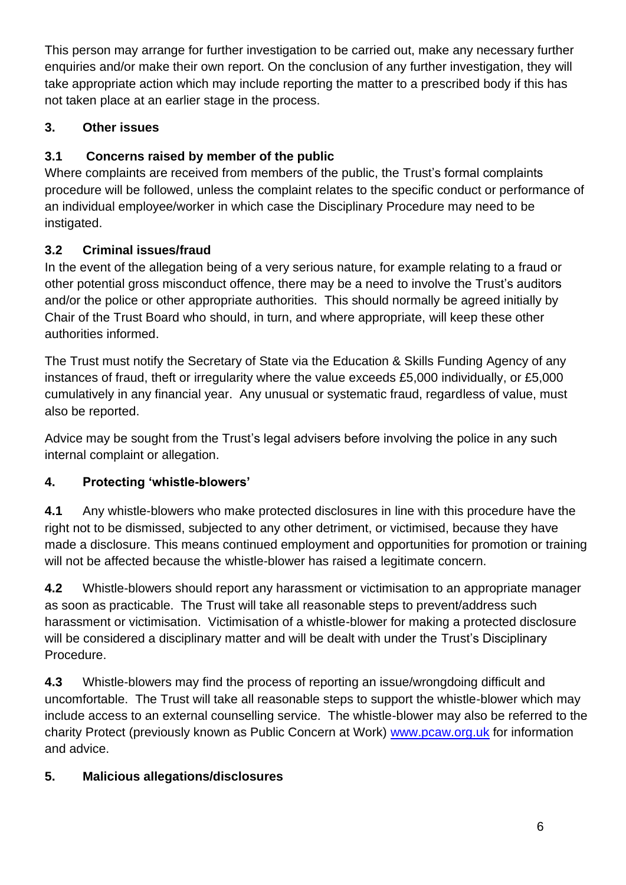This person may arrange for further investigation to be carried out, make any necessary further enquiries and/or make their own report. On the conclusion of any further investigation, they will take appropriate action which may include reporting the matter to a prescribed body if this has not taken place at an earlier stage in the process.

## 3. Other issues

### 3.1 Concerns raised by member of the public

Where complaints are received from members of the public, the Trust's formal complaints procedure will be followed, unless the complaint relates to the specific conduct or performance of an individual employee/worker in which case the Disciplinary Procedure may need to be instigated.

### 3.2 Criminal issues/fraud

In the event of the allegation being of a very serious nature, for example relating to a fraud or other potential gross misconduct offence, there may be a need to involve the Trust's auditors and/or the police or other appropriate authorities. This should normally be agreed initially by Chair of the Trust Board who should, in turn, and where appropriate, will keep these other authorities informed.

The Trust must notify the Secretary of State via the Education & Skills Funding Agency of any instances of fraud, theft or irregularity where the value exceeds £5,000 individually, or £5,000 cumulatively in any financial year. Any unusual or systematic fraud, regardless of value, must also be reported.

Advice may be sought from the Trust's legal advisers before involving the police in any such internal complaint or allegation.

## 4. Protecting 'whistle-blowers'

**4.1** Any whistle-blowers who make protected disclosures in line with this procedure have the right not to be dismissed, subjected to any other detriment, or victimised, because they have made a disclosure. This means continued employment and opportunities for promotion or training will not be affected because the whistle-blower has raised a legitimate concern.

**4.2** Whistle-blowers should report any harassment or victimisation to an appropriate manager as soon as practicable. The Trust will take all reasonable steps to prevent/address such harassment or victimisation. Victimisation of a whistle-blower for making a protected disclosure will be considered a disciplinary matter and will be dealt with under the Trust's Disciplinary Procedure.

**4.3** Whistle-blowers may find the process of reporting an issue/wrongdoing difficult and uncomfortable. The Trust will take all reasonable steps to support the whistle-blower which may include access to an external counselling service. The whistle-blower may also be referred to the charity Protect (previously known as Public Concern at Work) [www.pcaw.org.uk](http://www.pcaw.org.uk) for information and advice.

## 5. Malicious allegations/disclosures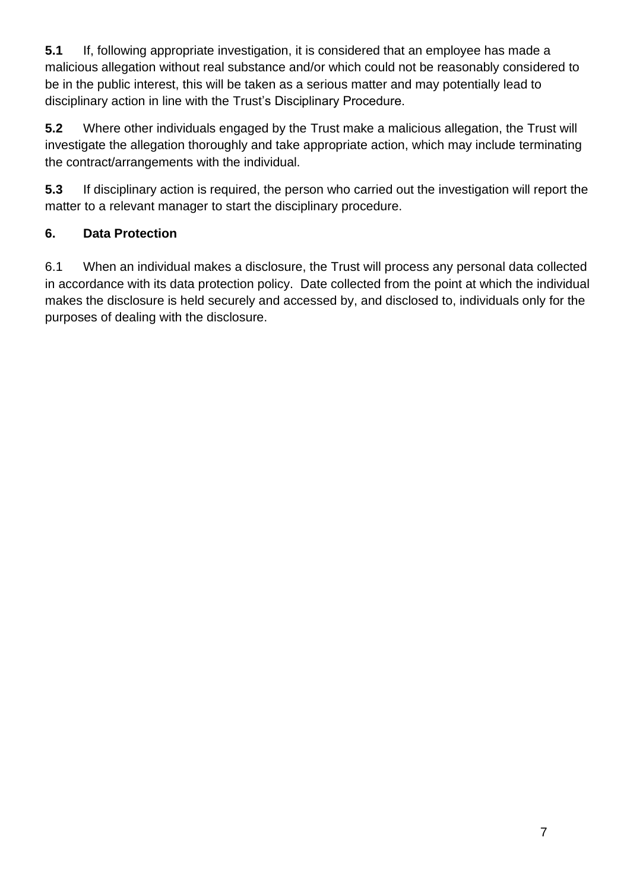**5.1** If, following appropriate investigation, it is considered that an employee has made a malicious allegation without real substance and/or which could not be reasonably considered to be in the public interest, this will be taken as a serious matter and may potentially lead to disciplinary action in line with the Trust's Disciplinary Procedure.

**5.2** Where other individuals engaged by the Trust make a malicious allegation, the Trust will investigate the allegation thoroughly and take appropriate action, which may include terminating the contract/arrangements with the individual.

**5.3** If disciplinary action is required, the person who carried out the investigation will report the matter to a relevant manager to start the disciplinary procedure.

## 6. Data Protection

6.1 When an individual makes a disclosure, the Trust will process any personal data collected in accordance with its data protection policy. Date collected from the point at which the individual makes the disclosure is held securely and accessed by, and disclosed to, individuals only for the purposes of dealing with the disclosure.